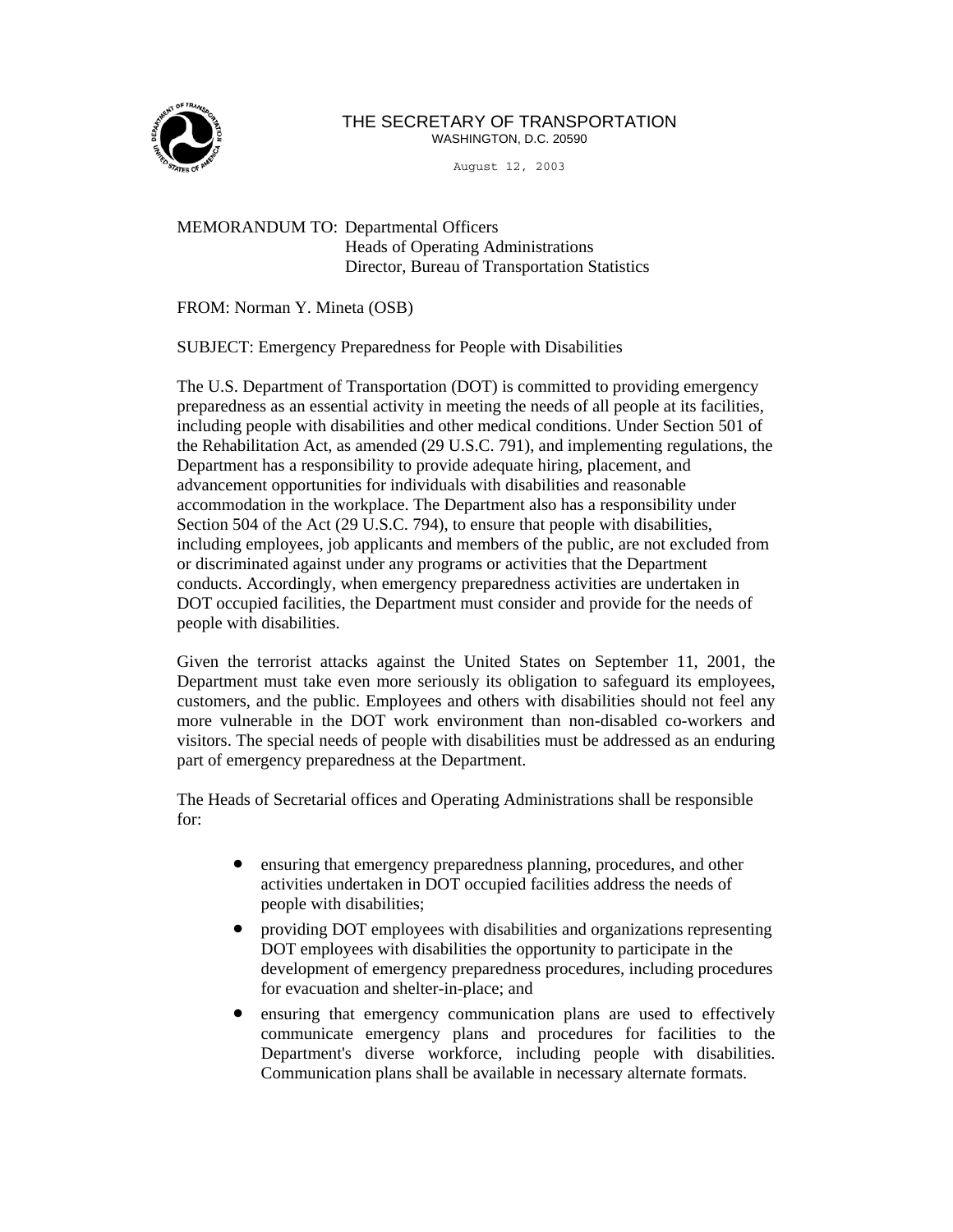THE SECRETARY OF TRANSPORTATION
WASHINGTON, D.C. 20590

August 12, 2003

MEMORANDUM TO: Departmental Officers
Heads of Operating Administrations
Director, Bureau of Transportation Statistics

FROM: Norman Y. Mineta (OSB)

SUBJECT: Emergency Preparedness for People with Disabilities

The U.S. Department of Transportation (DOT) is committed to providing emergency preparedness as an essential activity in meeting the needs of all people at its facilities, including people with disabilities and other medical conditions. Under Section 501 of the Rehabilitation Act, as amended (29 U.S.C. 791), and implementing regulations, the Department has a responsibility to provide adequate hiring, placement, and advancement opportunities for individuals with disabilities and reasonable accommodation in the workplace. The Department also has a responsibility under Section 504 of the Act (29 U.S.C. 794), to ensure that people with disabilities, including employees, job applicants and members of the public, are not excluded from or discriminated against under any programs or activities that the Department conducts. Accordingly, when emergency preparedness activities are undertaken in DOT occupied facilities, the Department must consider and provide for the needs of people with disabilities.

Given the terrorist attacks against the United States on September 11, 2001, the Department must take even more seriously its obligation to safeguard its employees, customers, and the public. Employees and others with disabilities should not feel any more vulnerable in the DOT work environment than non-disabled co-workers and visitors. The special needs of people with disabilities must be addressed as an enduring part of emergency preparedness at the Department.

The Heads of Secretarial offices and Operating Administrations shall be responsible for:

- ensuring that emergency preparedness planning, procedures, and other activities undertaken in DOT occupied facilities address the needs of people with disabilities;
- providing DOT employees with disabilities and organizations representing DOT employees with disabilities the opportunity to participate in the development of emergency preparedness procedures, including procedures for evacuation and shelter-in-place; and
- ensuring that emergency communication plans are used to effectively communicate emergency plans and procedures for facilities to the Department's diverse workforce, including people with disabilities. Communication plans shall be available in necessary alternate formats.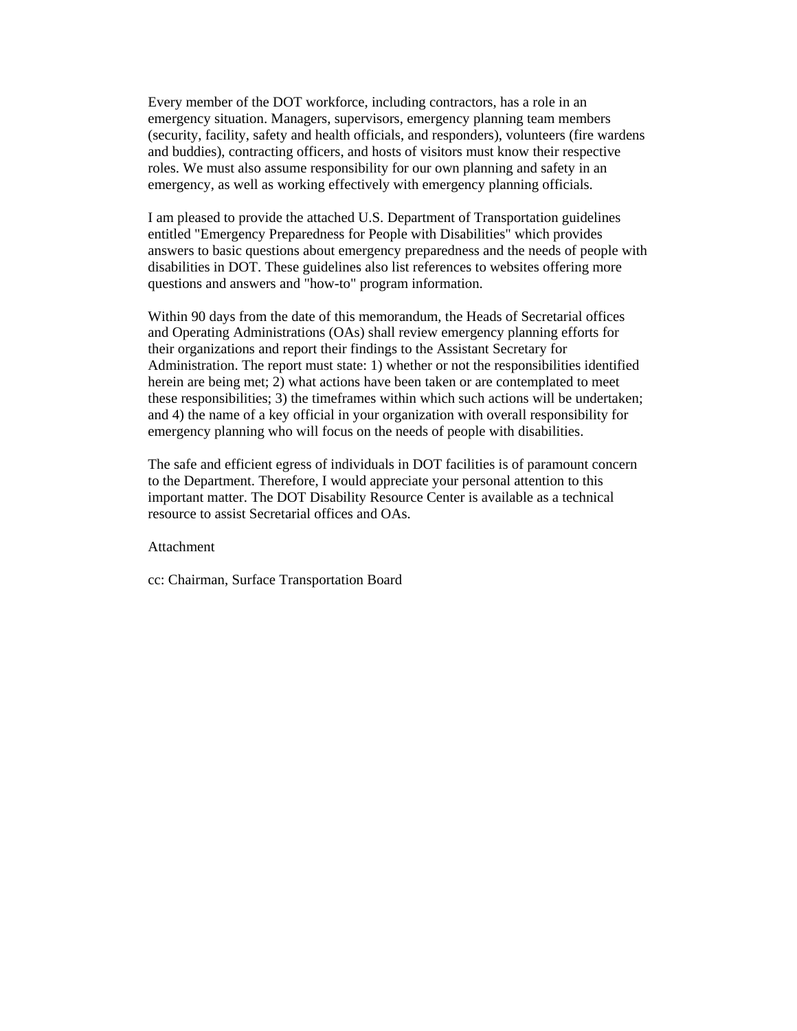Every member of the DOT workforce, including contractors, has a role in an emergency situation. Managers, supervisors, emergency planning team members (security, facility, safety and health officials, and responders), volunteers (fire wardens and buddies), contracting officers, and hosts of visitors must know their respective roles. We must also assume responsibility for our own planning and safety in an emergency, as well as working effectively with emergency planning officials.

I am pleased to provide the attached U.S. Department of Transportation guidelines entitled "Emergency Preparedness for People with Disabilities" which provides answers to basic questions about emergency preparedness and the needs of people with disabilities in DOT. These guidelines also list references to websites offering more questions and answers and "how-to" program information.

Within 90 days from the date of this memorandum, the Heads of Secretarial offices and Operating Administrations (OAs) shall review emergency planning efforts for their organizations and report their findings to the Assistant Secretary for Administration. The report must state: 1) whether or not the responsibilities identified herein are being met; 2) what actions have been taken or are contemplated to meet these responsibilities; 3) the timeframes within which such actions will be undertaken; and 4) the name of a key official in your organization with overall responsibility for emergency planning who will focus on the needs of people with disabilities.

The safe and efficient egress of individuals in DOT facilities is of paramount concern to the Department. Therefore, I would appreciate your personal attention to this important matter. The DOT Disability Resource Center is available as a technical resource to assist Secretarial offices and OAs.

Attachment

cc: Chairman, Surface Transportation Board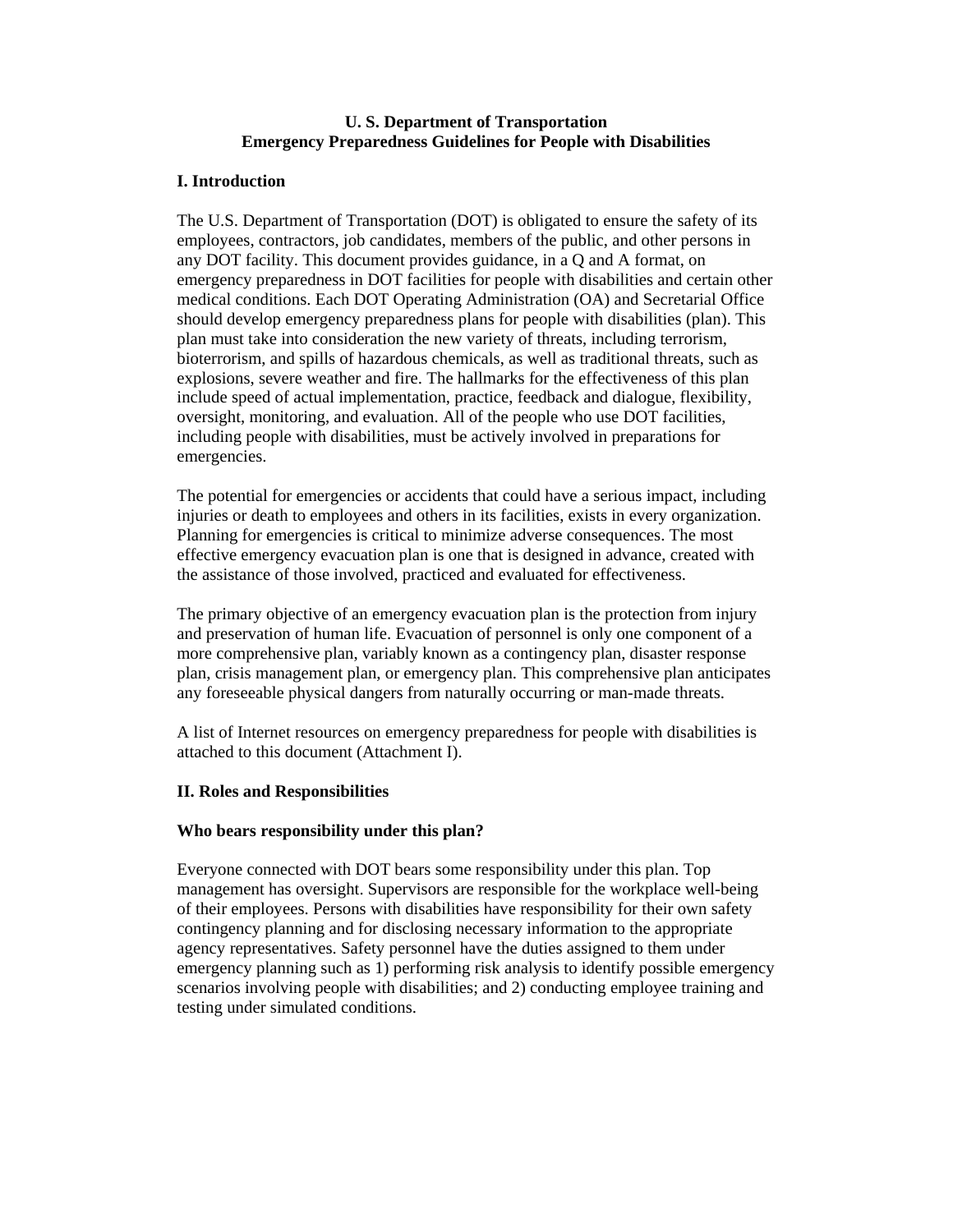**U. S. Department of Transportation**
**Emergency Preparedness Guidelines for People with Disabilities**

## I. Introduction

The U.S. Department of Transportation (DOT) is obligated to ensure the safety of its employees, contractors, job candidates, members of the public, and other persons in any DOT facility. This document provides guidance, in a Q and A format, on emergency preparedness in DOT facilities for people with disabilities and certain other medical conditions. Each DOT Operating Administration (OA) and Secretarial Office should develop emergency preparedness plans for people with disabilities (plan). This plan must take into consideration the new variety of threats, including terrorism, bioterrorism, and spills of hazardous chemicals, as well as traditional threats, such as explosions, severe weather and fire. The hallmarks for the effectiveness of this plan include speed of actual implementation, practice, feedback and dialogue, flexibility, oversight, monitoring, and evaluation. All of the people who use DOT facilities, including people with disabilities, must be actively involved in preparations for emergencies.

The potential for emergencies or accidents that could have a serious impact, including injuries or death to employees and others in its facilities, exists in every organization. Planning for emergencies is critical to minimize adverse consequences. The most effective emergency evacuation plan is one that is designed in advance, created with the assistance of those involved, practiced and evaluated for effectiveness.

The primary objective of an emergency evacuation plan is the protection from injury and preservation of human life. Evacuation of personnel is only one component of a more comprehensive plan, variably known as a contingency plan, disaster response plan, crisis management plan, or emergency plan. This comprehensive plan anticipates any foreseeable physical dangers from naturally occurring or man-made threats.

A list of Internet resources on emergency preparedness for people with disabilities is attached to this document (Attachment I).

## II. Roles and Responsibilities

### Who bears responsibility under this plan?

Everyone connected with DOT bears some responsibility under this plan. Top management has oversight. Supervisors are responsible for the workplace well-being of their employees. Persons with disabilities have responsibility for their own safety contingency planning and for disclosing necessary information to the appropriate agency representatives. Safety personnel have the duties assigned to them under emergency planning such as 1) performing risk analysis to identify possible emergency scenarios involving people with disabilities; and 2) conducting employee training and testing under simulated conditions.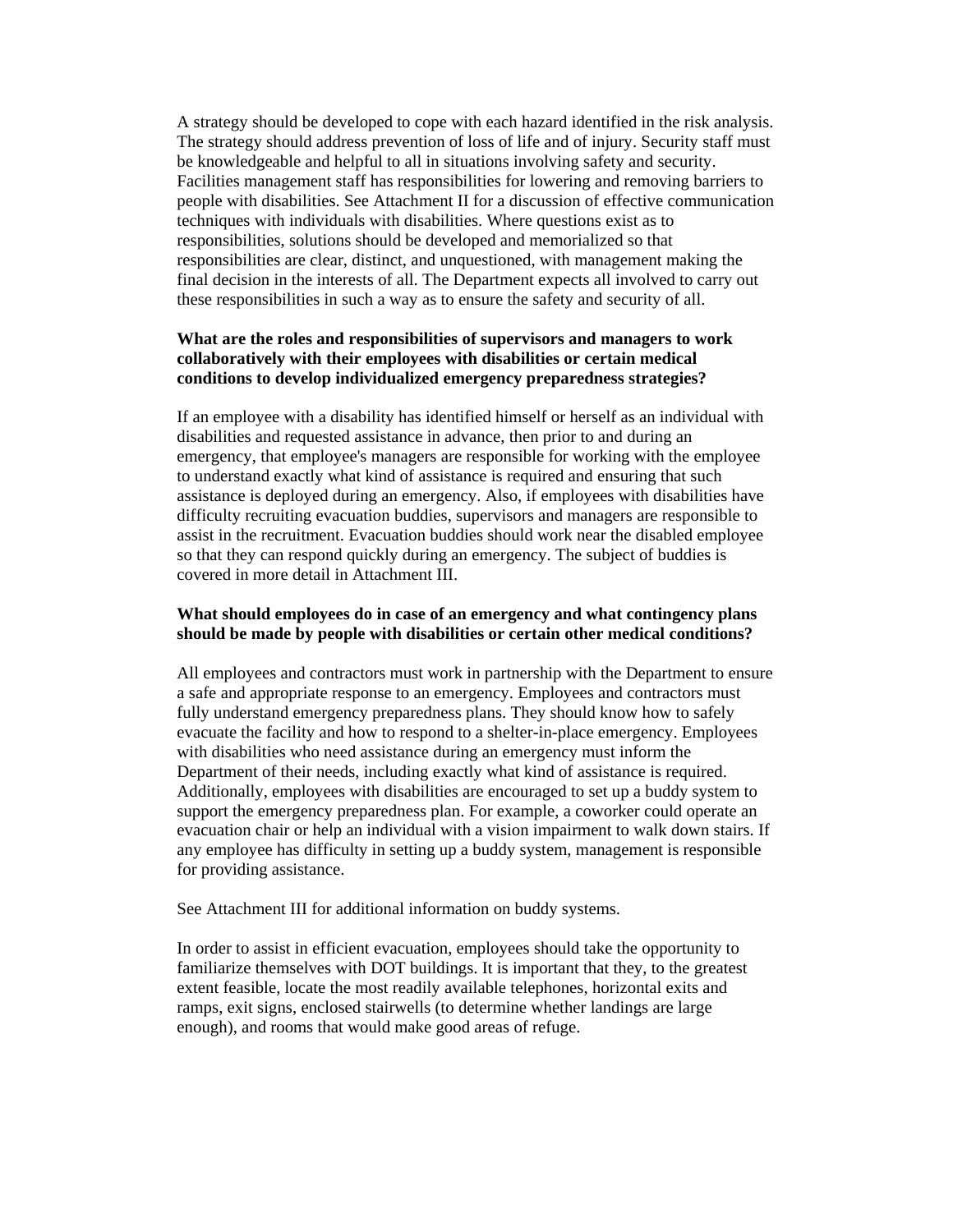A strategy should be developed to cope with each hazard identified in the risk analysis. The strategy should address prevention of loss of life and of injury. Security staff must be knowledgeable and helpful to all in situations involving safety and security. Facilities management staff has responsibilities for lowering and removing barriers to people with disabilities. See Attachment II for a discussion of effective communication techniques with individuals with disabilities. Where questions exist as to responsibilities, solutions should be developed and memorialized so that responsibilities are clear, distinct, and unquestioned, with management making the final decision in the interests of all. The Department expects all involved to carry out these responsibilities in such a way as to ensure the safety and security of all.

**What are the roles and responsibilities of supervisors and managers to work collaboratively with their employees with disabilities or certain medical conditions to develop individualized emergency preparedness strategies?**

If an employee with a disability has identified himself or herself as an individual with disabilities and requested assistance in advance, then prior to and during an emergency, that employee's managers are responsible for working with the employee to understand exactly what kind of assistance is required and ensuring that such assistance is deployed during an emergency. Also, if employees with disabilities have difficulty recruiting evacuation buddies, supervisors and managers are responsible to assist in the recruitment. Evacuation buddies should work near the disabled employee so that they can respond quickly during an emergency. The subject of buddies is covered in more detail in Attachment III.

**What should employees do in case of an emergency and what contingency plans should be made by people with disabilities or certain other medical conditions?**

All employees and contractors must work in partnership with the Department to ensure a safe and appropriate response to an emergency. Employees and contractors must fully understand emergency preparedness plans. They should know how to safely evacuate the facility and how to respond to a shelter-in-place emergency. Employees with disabilities who need assistance during an emergency must inform the Department of their needs, including exactly what kind of assistance is required. Additionally, employees with disabilities are encouraged to set up a buddy system to support the emergency preparedness plan. For example, a coworker could operate an evacuation chair or help an individual with a vision impairment to walk down stairs. If any employee has difficulty in setting up a buddy system, management is responsible for providing assistance.

See Attachment III for additional information on buddy systems.

In order to assist in efficient evacuation, employees should take the opportunity to familiarize themselves with DOT buildings. It is important that they, to the greatest extent feasible, locate the most readily available telephones, horizontal exits and ramps, exit signs, enclosed stairwells (to determine whether landings are large enough), and rooms that would make good areas of refuge.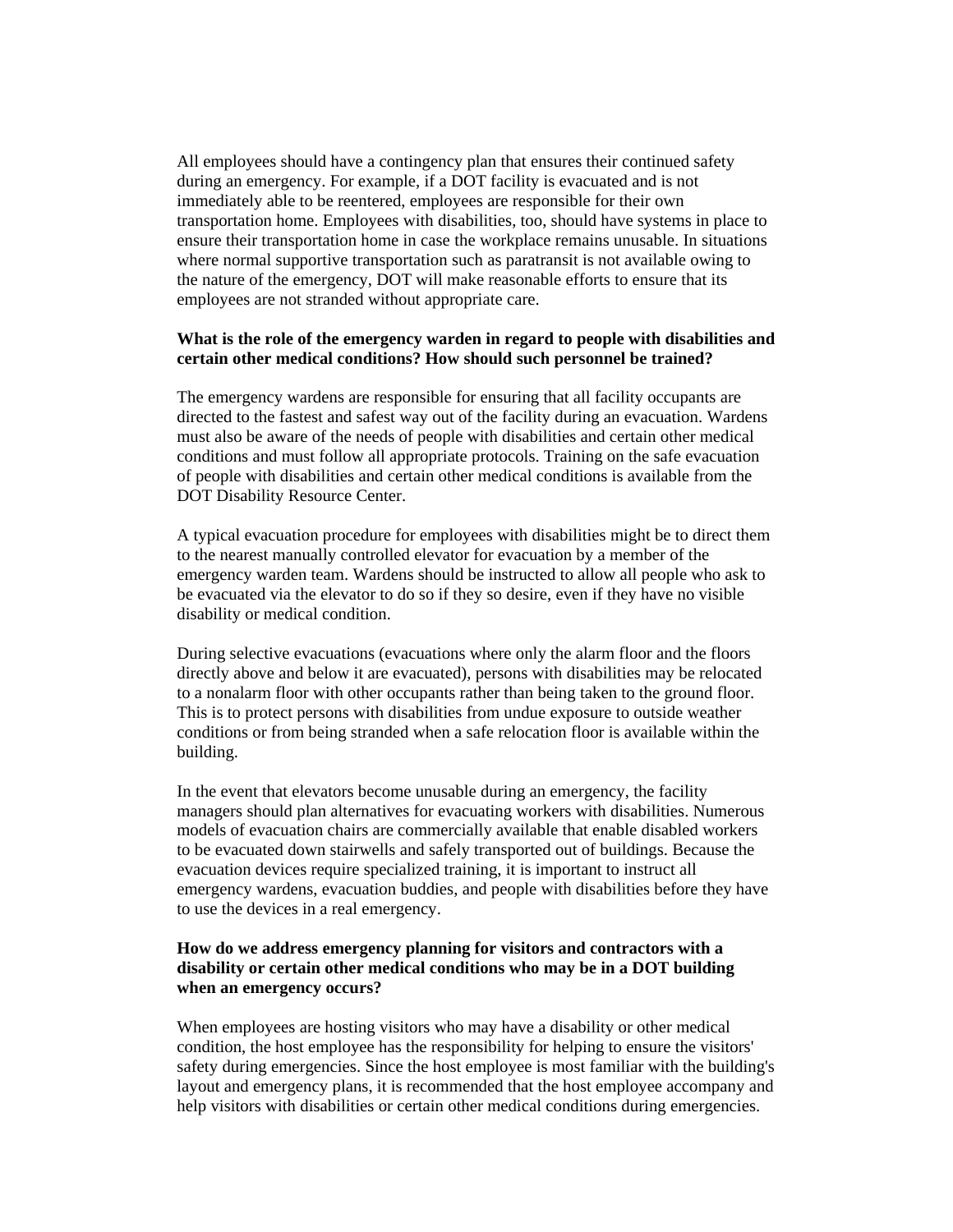All employees should have a contingency plan that ensures their continued safety during an emergency. For example, if a DOT facility is evacuated and is not immediately able to be reentered, employees are responsible for their own transportation home. Employees with disabilities, too, should have systems in place to ensure their transportation home in case the workplace remains unusable. In situations where normal supportive transportation such as paratransit is not available owing to the nature of the emergency, DOT will make reasonable efforts to ensure that its employees are not stranded without appropriate care.

**What is the role of the emergency warden in regard to people with disabilities and certain other medical conditions? How should such personnel be trained?**

The emergency wardens are responsible for ensuring that all facility occupants are directed to the fastest and safest way out of the facility during an evacuation. Wardens must also be aware of the needs of people with disabilities and certain other medical conditions and must follow all appropriate protocols. Training on the safe evacuation of people with disabilities and certain other medical conditions is available from the DOT Disability Resource Center.

A typical evacuation procedure for employees with disabilities might be to direct them to the nearest manually controlled elevator for evacuation by a member of the emergency warden team. Wardens should be instructed to allow all people who ask to be evacuated via the elevator to do so if they so desire, even if they have no visible disability or medical condition.

During selective evacuations (evacuations where only the alarm floor and the floors directly above and below it are evacuated), persons with disabilities may be relocated to a nonalarm floor with other occupants rather than being taken to the ground floor. This is to protect persons with disabilities from undue exposure to outside weather conditions or from being stranded when a safe relocation floor is available within the building.

In the event that elevators become unusable during an emergency, the facility managers should plan alternatives for evacuating workers with disabilities. Numerous models of evacuation chairs are commercially available that enable disabled workers to be evacuated down stairwells and safely transported out of buildings. Because the evacuation devices require specialized training, it is important to instruct all emergency wardens, evacuation buddies, and people with disabilities before they have to use the devices in a real emergency.

**How do we address emergency planning for visitors and contractors with a disability or certain other medical conditions who may be in a DOT building when an emergency occurs?**

When employees are hosting visitors who may have a disability or other medical condition, the host employee has the responsibility for helping to ensure the visitors' safety during emergencies. Since the host employee is most familiar with the building's layout and emergency plans, it is recommended that the host employee accompany and help visitors with disabilities or certain other medical conditions during emergencies.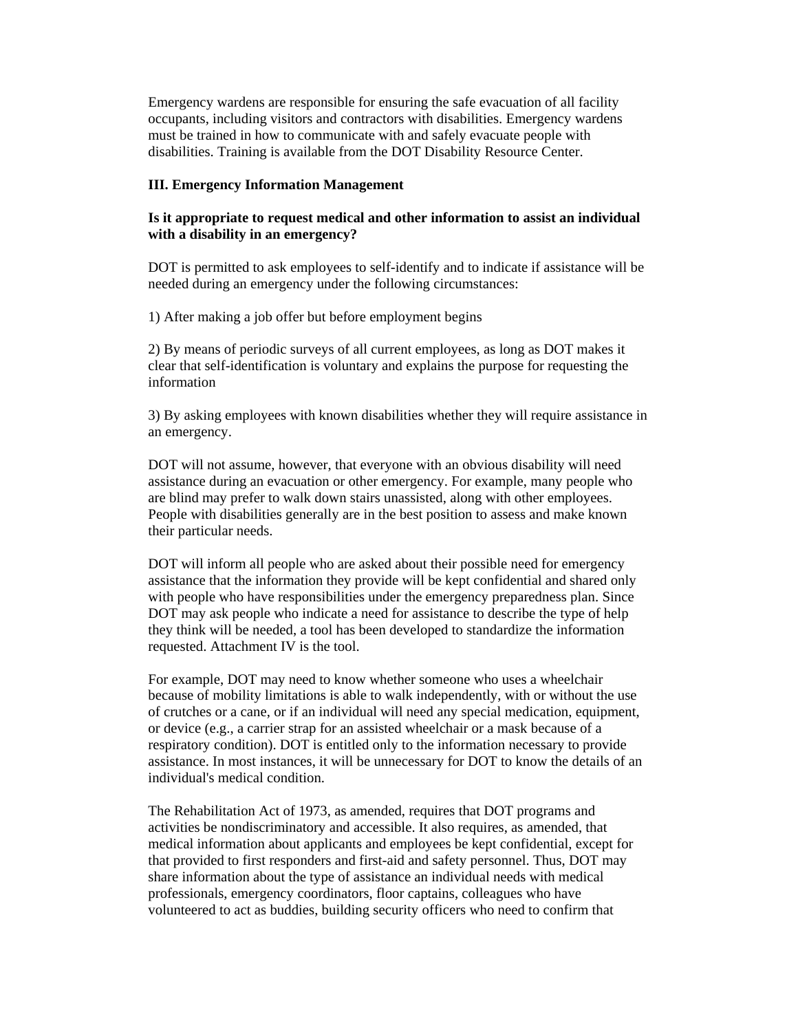Emergency wardens are responsible for ensuring the safe evacuation of all facility occupants, including visitors and contractors with disabilities. Emergency wardens must be trained in how to communicate with and safely evacuate people with disabilities. Training is available from the DOT Disability Resource Center.

### III. Emergency Information Management

**Is it appropriate to request medical and other information to assist an individual with a disability in an emergency?**

DOT is permitted to ask employees to self-identify and to indicate if assistance will be needed during an emergency under the following circumstances:

1) After making a job offer but before employment begins

2) By means of periodic surveys of all current employees, as long as DOT makes it clear that self-identification is voluntary and explains the purpose for requesting the information

3) By asking employees with known disabilities whether they will require assistance in an emergency.

DOT will not assume, however, that everyone with an obvious disability will need assistance during an evacuation or other emergency. For example, many people who are blind may prefer to walk down stairs unassisted, along with other employees. People with disabilities generally are in the best position to assess and make known their particular needs.

DOT will inform all people who are asked about their possible need for emergency assistance that the information they provide will be kept confidential and shared only with people who have responsibilities under the emergency preparedness plan. Since DOT may ask people who indicate a need for assistance to describe the type of help they think will be needed, a tool has been developed to standardize the information requested. Attachment IV is the tool.

For example, DOT may need to know whether someone who uses a wheelchair because of mobility limitations is able to walk independently, with or without the use of crutches or a cane, or if an individual will need any special medication, equipment, or device (e.g., a carrier strap for an assisted wheelchair or a mask because of a respiratory condition). DOT is entitled only to the information necessary to provide assistance. In most instances, it will be unnecessary for DOT to know the details of an individual's medical condition.

The Rehabilitation Act of 1973, as amended, requires that DOT programs and activities be nondiscriminatory and accessible. It also requires, as amended, that medical information about applicants and employees be kept confidential, except for that provided to first responders and first-aid and safety personnel. Thus, DOT may share information about the type of assistance an individual needs with medical professionals, emergency coordinators, floor captains, colleagues who have volunteered to act as buddies, building security officers who need to confirm that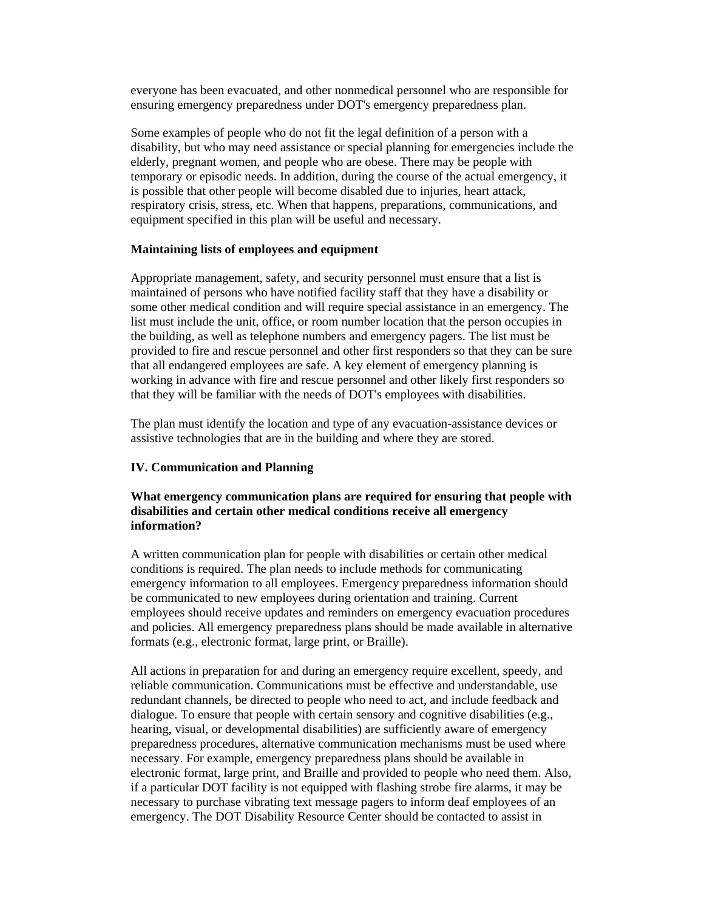everyone has been evacuated, and other nonmedical personnel who are responsible for ensuring emergency preparedness under DOT's emergency preparedness plan.

Some examples of people who do not fit the legal definition of a person with a disability, but who may need assistance or special planning for emergencies include the elderly, pregnant women, and people who are obese. There may be people with temporary or episodic needs. In addition, during the course of the actual emergency, it is possible that other people will become disabled due to injuries, heart attack, respiratory crisis, stress, etc. When that happens, preparations, communications, and equipment specified in this plan will be useful and necessary.

**Maintaining lists of employees and equipment**

Appropriate management, safety, and security personnel must ensure that a list is maintained of persons who have notified facility staff that they have a disability or some other medical condition and will require special assistance in an emergency. The list must include the unit, office, or room number location that the person occupies in the building, as well as telephone numbers and emergency pagers. The list must be provided to fire and rescue personnel and other first responders so that they can be sure that all endangered employees are safe. A key element of emergency planning is working in advance with fire and rescue personnel and other likely first responders so that they will be familiar with the needs of DOT's employees with disabilities.

The plan must identify the location and type of any evacuation-assistance devices or assistive technologies that are in the building and where they are stored.

## IV. Communication and Planning

**What emergency communication plans are required for ensuring that people with disabilities and certain other medical conditions receive all emergency information?**

A written communication plan for people with disabilities or certain other medical conditions is required. The plan needs to include methods for communicating emergency information to all employees. Emergency preparedness information should be communicated to new employees during orientation and training. Current employees should receive updates and reminders on emergency evacuation procedures and policies. All emergency preparedness plans should be made available in alternative formats (e.g., electronic format, large print, or Braille).

All actions in preparation for and during an emergency require excellent, speedy, and reliable communication. Communications must be effective and understandable, use redundant channels, be directed to people who need to act, and include feedback and dialogue. To ensure that people with certain sensory and cognitive disabilities (e.g., hearing, visual, or developmental disabilities) are sufficiently aware of emergency preparedness procedures, alternative communication mechanisms must be used where necessary. For example, emergency preparedness plans should be available in electronic format, large print, and Braille and provided to people who need them. Also, if a particular DOT facility is not equipped with flashing strobe fire alarms, it may be necessary to purchase vibrating text message pagers to inform deaf employees of an emergency. The DOT Disability Resource Center should be contacted to assist in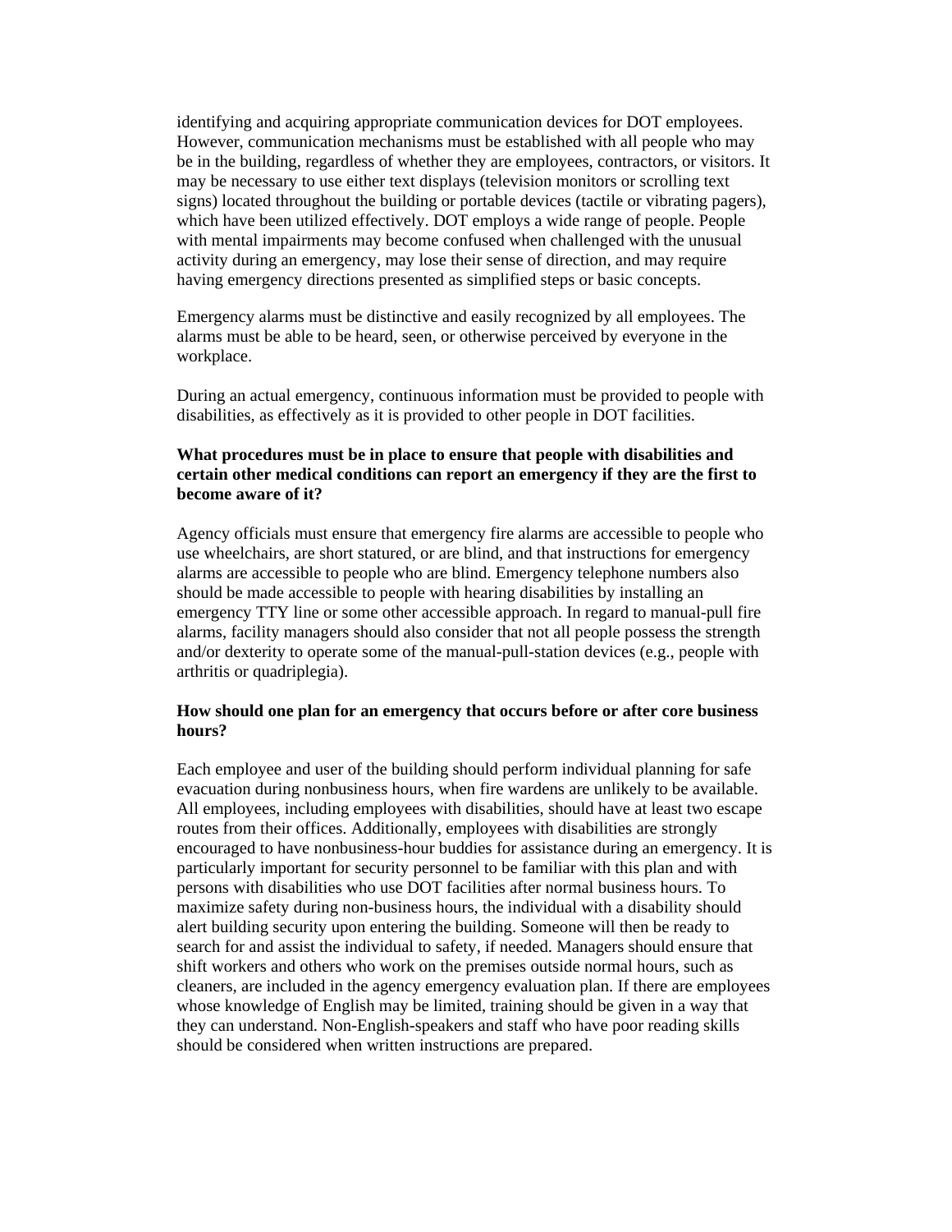identifying and acquiring appropriate communication devices for DOT employees. However, communication mechanisms must be established with all people who may be in the building, regardless of whether they are employees, contractors, or visitors. It may be necessary to use either text displays (television monitors or scrolling text signs) located throughout the building or portable devices (tactile or vibrating pagers), which have been utilized effectively. DOT employs a wide range of people. People with mental impairments may become confused when challenged with the unusual activity during an emergency, may lose their sense of direction, and may require having emergency directions presented as simplified steps or basic concepts.

Emergency alarms must be distinctive and easily recognized by all employees. The alarms must be able to be heard, seen, or otherwise perceived by everyone in the workplace.

During an actual emergency, continuous information must be provided to people with disabilities, as effectively as it is provided to other people in DOT facilities.

**What procedures must be in place to ensure that people with disabilities and certain other medical conditions can report an emergency if they are the first to become aware of it?**

Agency officials must ensure that emergency fire alarms are accessible to people who use wheelchairs, are short statured, or are blind, and that instructions for emergency alarms are accessible to people who are blind. Emergency telephone numbers also should be made accessible to people with hearing disabilities by installing an emergency TTY line or some other accessible approach. In regard to manual-pull fire alarms, facility managers should also consider that not all people possess the strength and/or dexterity to operate some of the manual-pull-station devices (e.g., people with arthritis or quadriplegia).

**How should one plan for an emergency that occurs before or after core business hours?**

Each employee and user of the building should perform individual planning for safe evacuation during nonbusiness hours, when fire wardens are unlikely to be available. All employees, including employees with disabilities, should have at least two escape routes from their offices. Additionally, employees with disabilities are strongly encouraged to have nonbusiness-hour buddies for assistance during an emergency. It is particularly important for security personnel to be familiar with this plan and with persons with disabilities who use DOT facilities after normal business hours. To maximize safety during non-business hours, the individual with a disability should alert building security upon entering the building. Someone will then be ready to search for and assist the individual to safety, if needed. Managers should ensure that shift workers and others who work on the premises outside normal hours, such as cleaners, are included in the agency emergency evaluation plan. If there are employees whose knowledge of English may be limited, training should be given in a way that they can understand. Non-English-speakers and staff who have poor reading skills should be considered when written instructions are prepared.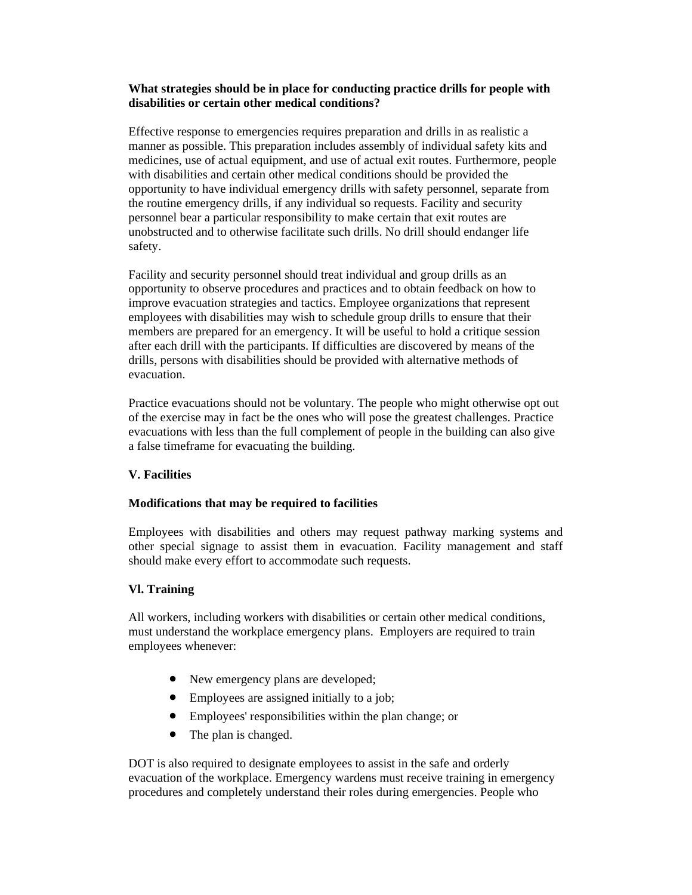**What strategies should be in place for conducting practice drills for people with disabilities or certain other medical conditions?**

Effective response to emergencies requires preparation and drills in as realistic a manner as possible. This preparation includes assembly of individual safety kits and medicines, use of actual equipment, and use of actual exit routes. Furthermore, people with disabilities and certain other medical conditions should be provided the opportunity to have individual emergency drills with safety personnel, separate from the routine emergency drills, if any individual so requests. Facility and security personnel bear a particular responsibility to make certain that exit routes are unobstructed and to otherwise facilitate such drills. No drill should endanger life safety.

Facility and security personnel should treat individual and group drills as an opportunity to observe procedures and practices and to obtain feedback on how to improve evacuation strategies and tactics. Employee organizations that represent employees with disabilities may wish to schedule group drills to ensure that their members are prepared for an emergency. It will be useful to hold a critique session after each drill with the participants. If difficulties are discovered by means of the drills, persons with disabilities should be provided with alternative methods of evacuation.

Practice evacuations should not be voluntary. The people who might otherwise opt out of the exercise may in fact be the ones who will pose the greatest challenges. Practice evacuations with less than the full complement of people in the building can also give a false timeframe for evacuating the building.

## V. Facilities

**Modifications that may be required to facilities**

Employees with disabilities and others may request pathway marking systems and other special signage to assist them in evacuation. Facility management and staff should make every effort to accommodate such requests.

## Vl. Training

All workers, including workers with disabilities or certain other medical conditions, must understand the workplace emergency plans. Employers are required to train employees whenever:

- New emergency plans are developed;
- Employees are assigned initially to a job;
- Employees' responsibilities within the plan change; or
- The plan is changed.

DOT is also required to designate employees to assist in the safe and orderly evacuation of the workplace. Emergency wardens must receive training in emergency procedures and completely understand their roles during emergencies. People who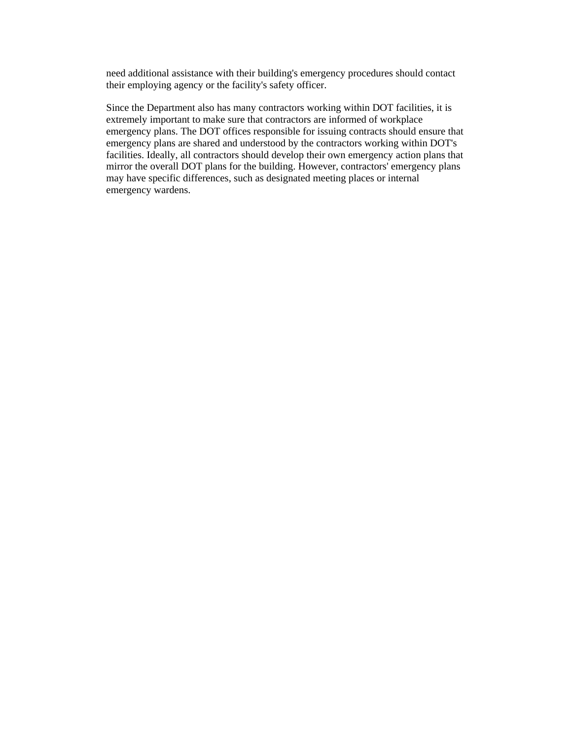need additional assistance with their building's emergency procedures should contact their employing agency or the facility's safety officer.

Since the Department also has many contractors working within DOT facilities, it is extremely important to make sure that contractors are informed of workplace emergency plans. The DOT offices responsible for issuing contracts should ensure that emergency plans are shared and understood by the contractors working within DOT's facilities. Ideally, all contractors should develop their own emergency action plans that mirror the overall DOT plans for the building. However, contractors' emergency plans may have specific differences, such as designated meeting places or internal emergency wardens.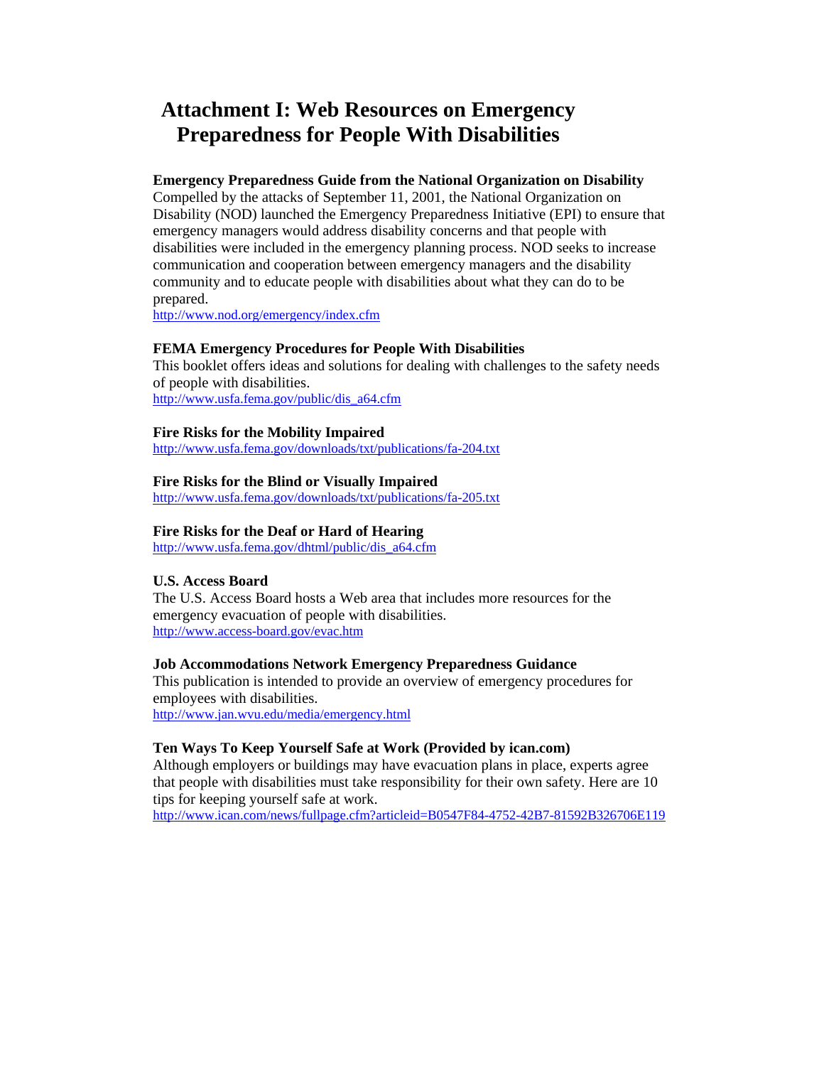# Attachment I: Web Resources on Emergency Preparedness for People With Disabilities

**Emergency Preparedness Guide from the National Organization on Disability**
Compelled by the attacks of September 11, 2001, the National Organization on Disability (NOD) launched the Emergency Preparedness Initiative (EPI) to ensure that emergency managers would address disability concerns and that people with disabilities were included in the emergency planning process. NOD seeks to increase communication and cooperation between emergency managers and the disability community and to educate people with disabilities about what they can do to be prepared.
http://www.nod.org/emergency/index.cfm

**FEMA Emergency Procedures for People With Disabilities**
This booklet offers ideas and solutions for dealing with challenges to the safety needs of people with disabilities.
http://www.usfa.fema.gov/public/dis_a64.cfm

**Fire Risks for the Mobility Impaired**
http://www.usfa.fema.gov/downloads/txt/publications/fa-204.txt

**Fire Risks for the Blind or Visually Impaired**
http://www.usfa.fema.gov/downloads/txt/publications/fa-205.txt

**Fire Risks for the Deaf or Hard of Hearing**
http://www.usfa.fema.gov/dhtml/public/dis_a64.cfm

**U.S. Access Board**
The U.S. Access Board hosts a Web area that includes more resources for the emergency evacuation of people with disabilities.
http://www.access-board.gov/evac.htm

**Job Accommodations Network Emergency Preparedness Guidance**
This publication is intended to provide an overview of emergency procedures for employees with disabilities.
http://www.jan.wvu.edu/media/emergency.html

**Ten Ways To Keep Yourself Safe at Work (Provided by ican.com)**
Although employers or buildings may have evacuation plans in place, experts agree that people with disabilities must take responsibility for their own safety. Here are 10 tips for keeping yourself safe at work.
http://www.ican.com/news/fullpage.cfm?articleid=B0547F84-4752-42B7-81592B326706E119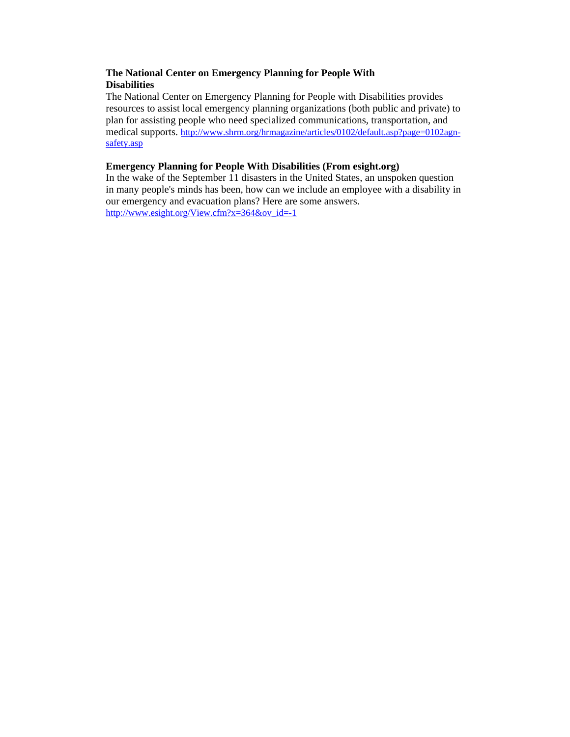**The National Center on Emergency Planning for People With Disabilities**

The National Center on Emergency Planning for People with Disabilities provides resources to assist local emergency planning organizations (both public and private) to plan for assisting people who need specialized communications, transportation, and medical supports. http://www.shrm.org/hrmagazine/articles/0102/default.asp?page=0102agn-safety.asp

**Emergency Planning for People With Disabilities (From esight.org)**

In the wake of the September 11 disasters in the United States, an unspoken question in many people's minds has been, how can we include an employee with a disability in our emergency and evacuation plans? Here are some answers.
http://www.esight.org/View.cfm?x=364&ov_id=-1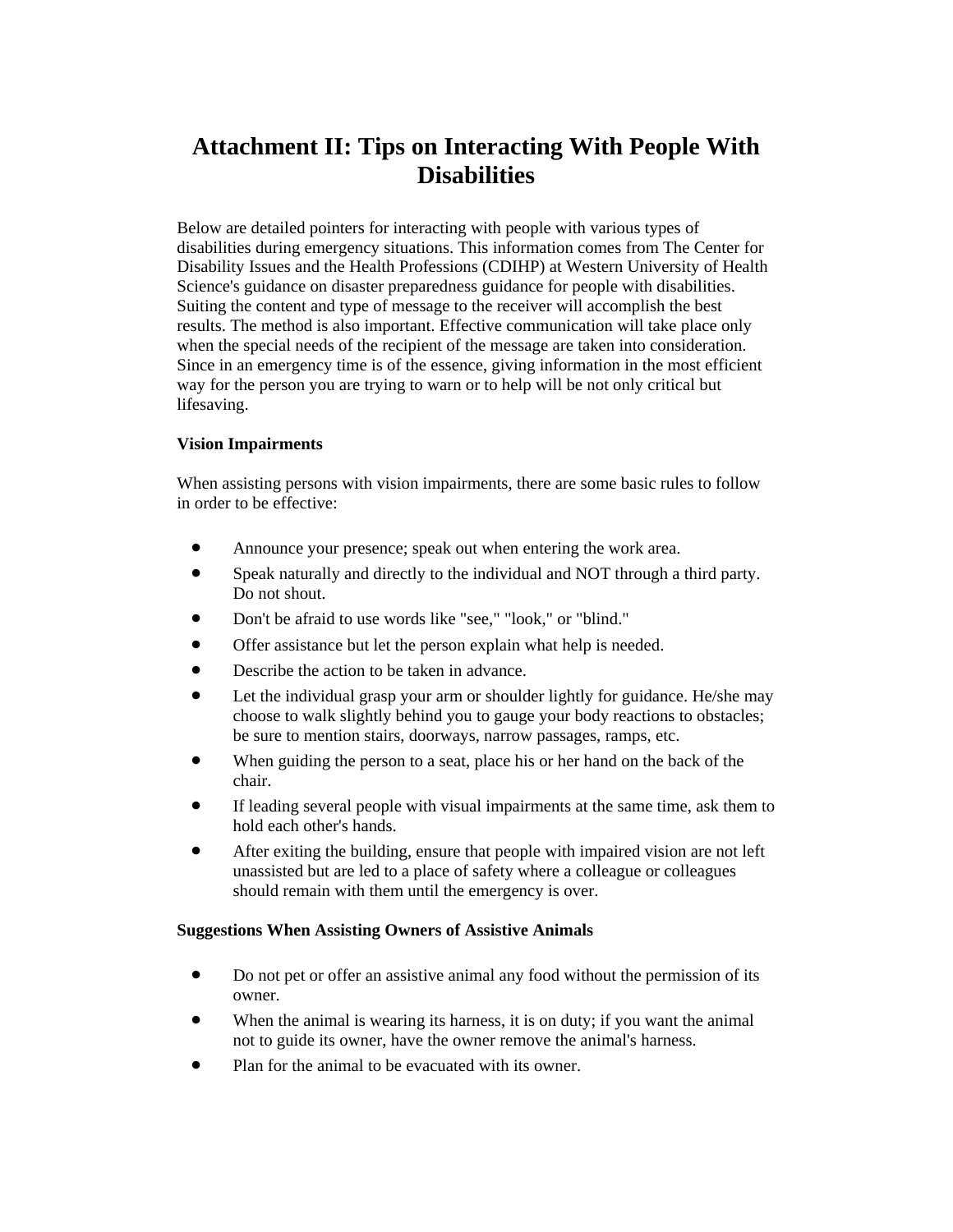# Attachment II: Tips on Interacting With People With Disabilities

Below are detailed pointers for interacting with people with various types of disabilities during emergency situations. This information comes from The Center for Disability Issues and the Health Professions (CDIHP) at Western University of Health Science's guidance on disaster preparedness guidance for people with disabilities. Suiting the content and type of message to the receiver will accomplish the best results. The method is also important. Effective communication will take place only when the special needs of the recipient of the message are taken into consideration. Since in an emergency time is of the essence, giving information in the most efficient way for the person you are trying to warn or to help will be not only critical but lifesaving.

**Vision Impairments**

When assisting persons with vision impairments, there are some basic rules to follow in order to be effective:

- Announce your presence; speak out when entering the work area.
- Speak naturally and directly to the individual and NOT through a third party. Do not shout.
- Don't be afraid to use words like "see," "look," or "blind."
- Offer assistance but let the person explain what help is needed.
- Describe the action to be taken in advance.
- Let the individual grasp your arm or shoulder lightly for guidance. He/she may choose to walk slightly behind you to gauge your body reactions to obstacles; be sure to mention stairs, doorways, narrow passages, ramps, etc.
- When guiding the person to a seat, place his or her hand on the back of the chair.
- If leading several people with visual impairments at the same time, ask them to hold each other's hands.
- After exiting the building, ensure that people with impaired vision are not left unassisted but are led to a place of safety where a colleague or colleagues should remain with them until the emergency is over.

**Suggestions When Assisting Owners of Assistive Animals**

- Do not pet or offer an assistive animal any food without the permission of its owner.
- When the animal is wearing its harness, it is on duty; if you want the animal not to guide its owner, have the owner remove the animal's harness.
- Plan for the animal to be evacuated with its owner.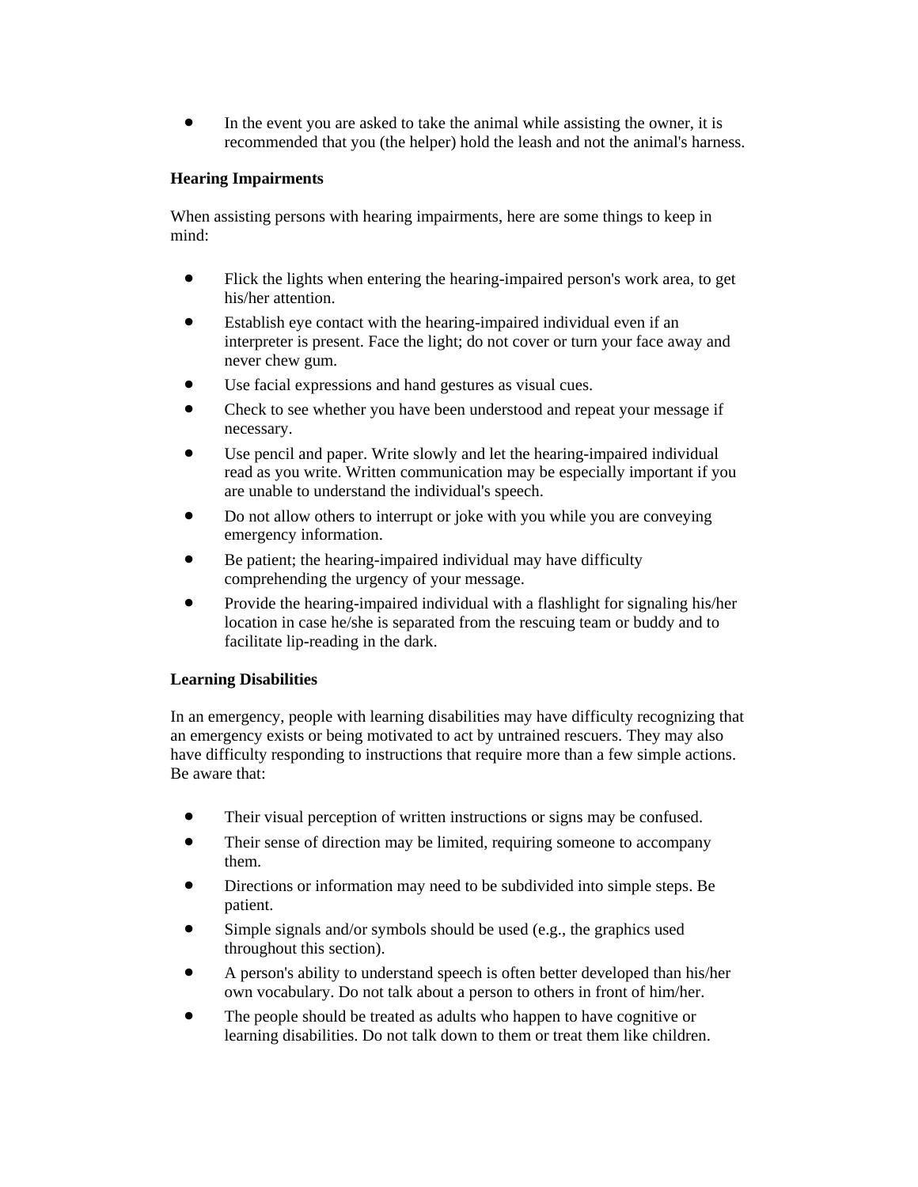- In the event you are asked to take the animal while assisting the owner, it is recommended that you (the helper) hold the leash and not the animal's harness.

**Hearing Impairments**

When assisting persons with hearing impairments, here are some things to keep in mind:

- Flick the lights when entering the hearing-impaired person's work area, to get his/her attention.
- Establish eye contact with the hearing-impaired individual even if an interpreter is present. Face the light; do not cover or turn your face away and never chew gum.
- Use facial expressions and hand gestures as visual cues.
- Check to see whether you have been understood and repeat your message if necessary.
- Use pencil and paper. Write slowly and let the hearing-impaired individual read as you write. Written communication may be especially important if you are unable to understand the individual's speech.
- Do not allow others to interrupt or joke with you while you are conveying emergency information.
- Be patient; the hearing-impaired individual may have difficulty comprehending the urgency of your message.
- Provide the hearing-impaired individual with a flashlight for signaling his/her location in case he/she is separated from the rescuing team or buddy and to facilitate lip-reading in the dark.

**Learning Disabilities**

In an emergency, people with learning disabilities may have difficulty recognizing that an emergency exists or being motivated to act by untrained rescuers. They may also have difficulty responding to instructions that require more than a few simple actions. Be aware that:

- Their visual perception of written instructions or signs may be confused.
- Their sense of direction may be limited, requiring someone to accompany them.
- Directions or information may need to be subdivided into simple steps. Be patient.
- Simple signals and/or symbols should be used (e.g., the graphics used throughout this section).
- A person's ability to understand speech is often better developed than his/her own vocabulary. Do not talk about a person to others in front of him/her.
- The people should be treated as adults who happen to have cognitive or learning disabilities. Do not talk down to them or treat them like children.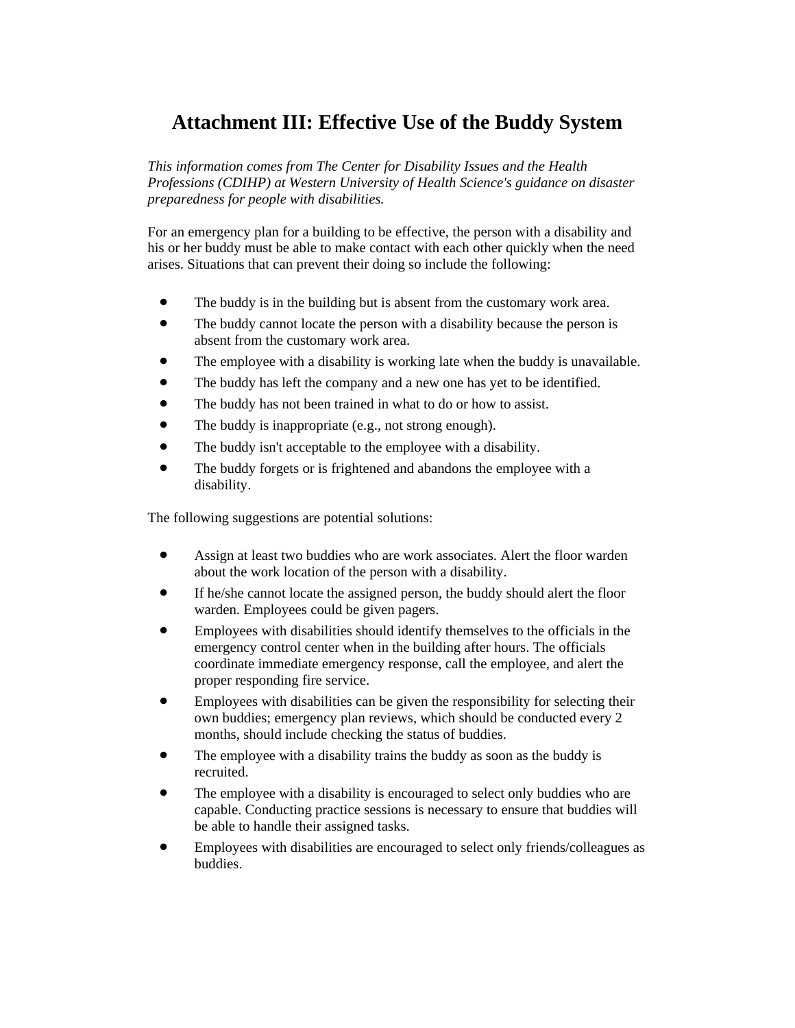# Attachment III: Effective Use of the Buddy System

*This information comes from The Center for Disability Issues and the Health Professions (CDIHP) at Western University of Health Science's guidance on disaster preparedness for people with disabilities.*

For an emergency plan for a building to be effective, the person with a disability and his or her buddy must be able to make contact with each other quickly when the need arises. Situations that can prevent their doing so include the following:

- The buddy is in the building but is absent from the customary work area.
- The buddy cannot locate the person with a disability because the person is absent from the customary work area.
- The employee with a disability is working late when the buddy is unavailable.
- The buddy has left the company and a new one has yet to be identified.
- The buddy has not been trained in what to do or how to assist.
- The buddy is inappropriate (e.g., not strong enough).
- The buddy isn't acceptable to the employee with a disability.
- The buddy forgets or is frightened and abandons the employee with a disability.

The following suggestions are potential solutions:

- Assign at least two buddies who are work associates. Alert the floor warden about the work location of the person with a disability.
- If he/she cannot locate the assigned person, the buddy should alert the floor warden. Employees could be given pagers.
- Employees with disabilities should identify themselves to the officials in the emergency control center when in the building after hours. The officials coordinate immediate emergency response, call the employee, and alert the proper responding fire service.
- Employees with disabilities can be given the responsibility for selecting their own buddies; emergency plan reviews, which should be conducted every 2 months, should include checking the status of buddies.
- The employee with a disability trains the buddy as soon as the buddy is recruited.
- The employee with a disability is encouraged to select only buddies who are capable. Conducting practice sessions is necessary to ensure that buddies will be able to handle their assigned tasks.
- Employees with disabilities are encouraged to select only friends/colleagues as buddies.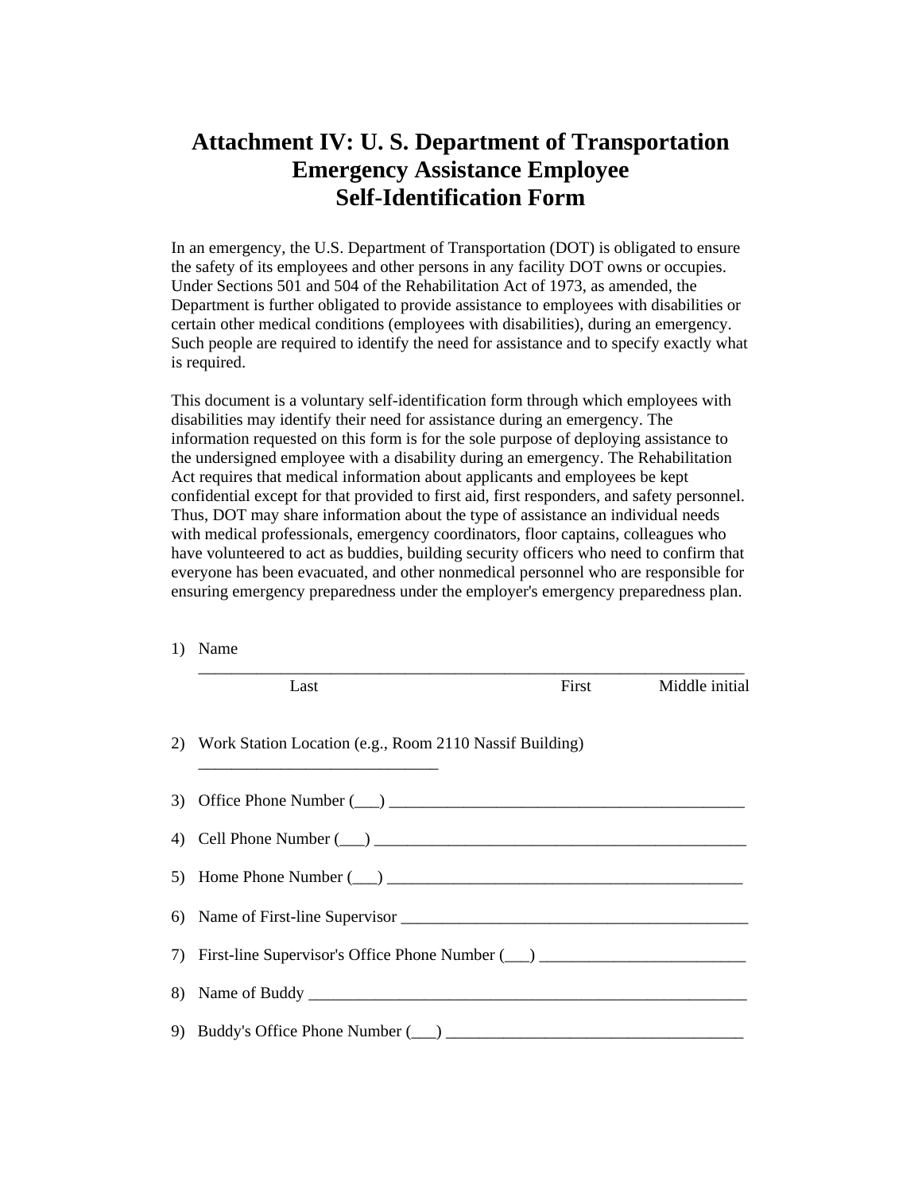# Attachment IV: U. S. Department of Transportation Emergency Assistance Employee Self-Identification Form

In an emergency, the U.S. Department of Transportation (DOT) is obligated to ensure the safety of its employees and other persons in any facility DOT owns or occupies. Under Sections 501 and 504 of the Rehabilitation Act of 1973, as amended, the Department is further obligated to provide assistance to employees with disabilities or certain other medical conditions (employees with disabilities), during an emergency. Such people are required to identify the need for assistance and to specify exactly what is required.

This document is a voluntary self-identification form through which employees with disabilities may identify their need for assistance during an emergency. The information requested on this form is for the sole purpose of deploying assistance to the undersigned employee with a disability during an emergency. The Rehabilitation Act requires that medical information about applicants and employees be kept confidential except for that provided to first aid, first responders, and safety personnel. Thus, DOT may share information about the type of assistance an individual needs with medical professionals, emergency coordinators, floor captains, colleagues who have volunteered to act as buddies, building security officers who need to confirm that everyone has been evacuated, and other nonmedical personnel who are responsible for ensuring emergency preparedness under the employer's emergency preparedness plan.

1) Name
   ______________________________________________________________________
   Last                                        First                Middle initial

2) Work Station Location (e.g., Room 2110 Nassif Building)
   ______________________________

3) Office Phone Number (___) ____________________________________________

4) Cell Phone Number (___) ______________________________________________

5) Home Phone Number (___) ____________________________________________

6) Name of First-line Supervisor __________________________________________

7) First-line Supervisor's Office Phone Number (___) _________________________

8) Name of Buddy _______________________________________________________

9) Buddy's Office Phone Number (___) _____________________________________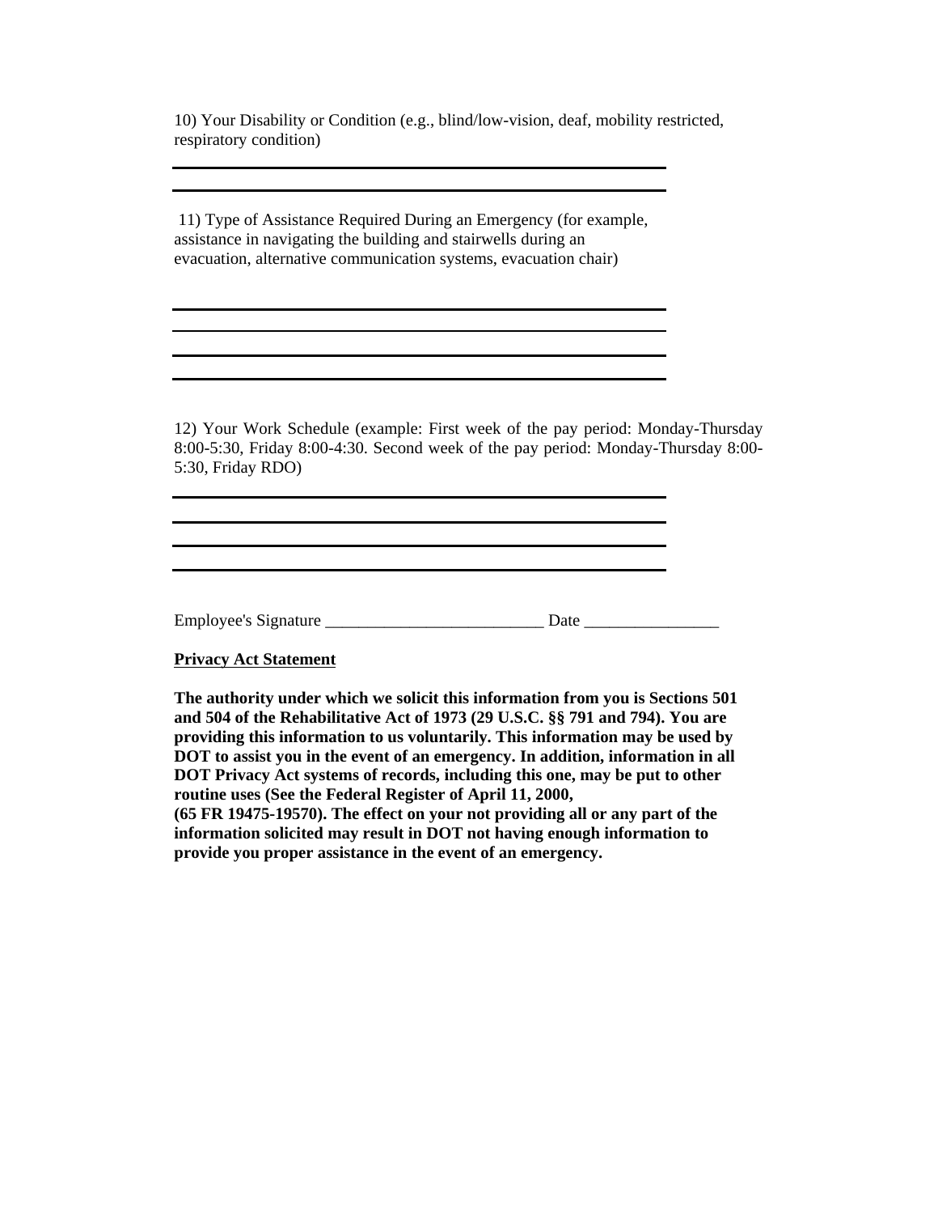10) Your Disability or Condition (e.g., blind/low-vision, deaf, mobility restricted, respiratory condition)

______________________________________________

______________________________________________

11) Type of Assistance Required During an Emergency (for example, assistance in navigating the building and stairwells during an evacuation, alternative communication systems, evacuation chair)

______________________________________________

______________________________________________

______________________________________________

______________________________________________

12) Your Work Schedule (example: First week of the pay period: Monday-Thursday 8:00-5:30, Friday 8:00-4:30. Second week of the pay period: Monday-Thursday 8:00-5:30, Friday RDO)

______________________________________________

______________________________________________

______________________________________________

______________________________________________

Employee's Signature ___________________________ Date ________________

**Privacy Act Statement**

**The authority under which we solicit this information from you is Sections 501 and 504 of the Rehabilitative Act of 1973 (29 U.S.C. §§ 791 and 794). You are providing this information to us voluntarily. This information may be used by DOT to assist you in the event of an emergency. In addition, information in all DOT Privacy Act systems of records, including this one, may be put to other routine uses (See the Federal Register of April 11, 2000, (65 FR 19475-19570). The effect on your not providing all or any part of the information solicited may result in DOT not having enough information to provide you proper assistance in the event of an emergency.**